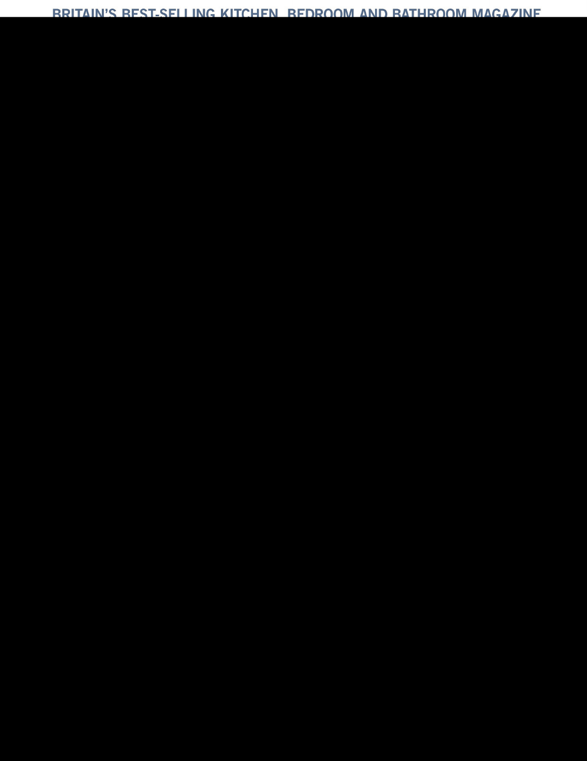BRITAIN'S BEST-SELLING KITCHEN, BEDROOM AND BATHROOM MAGAZINE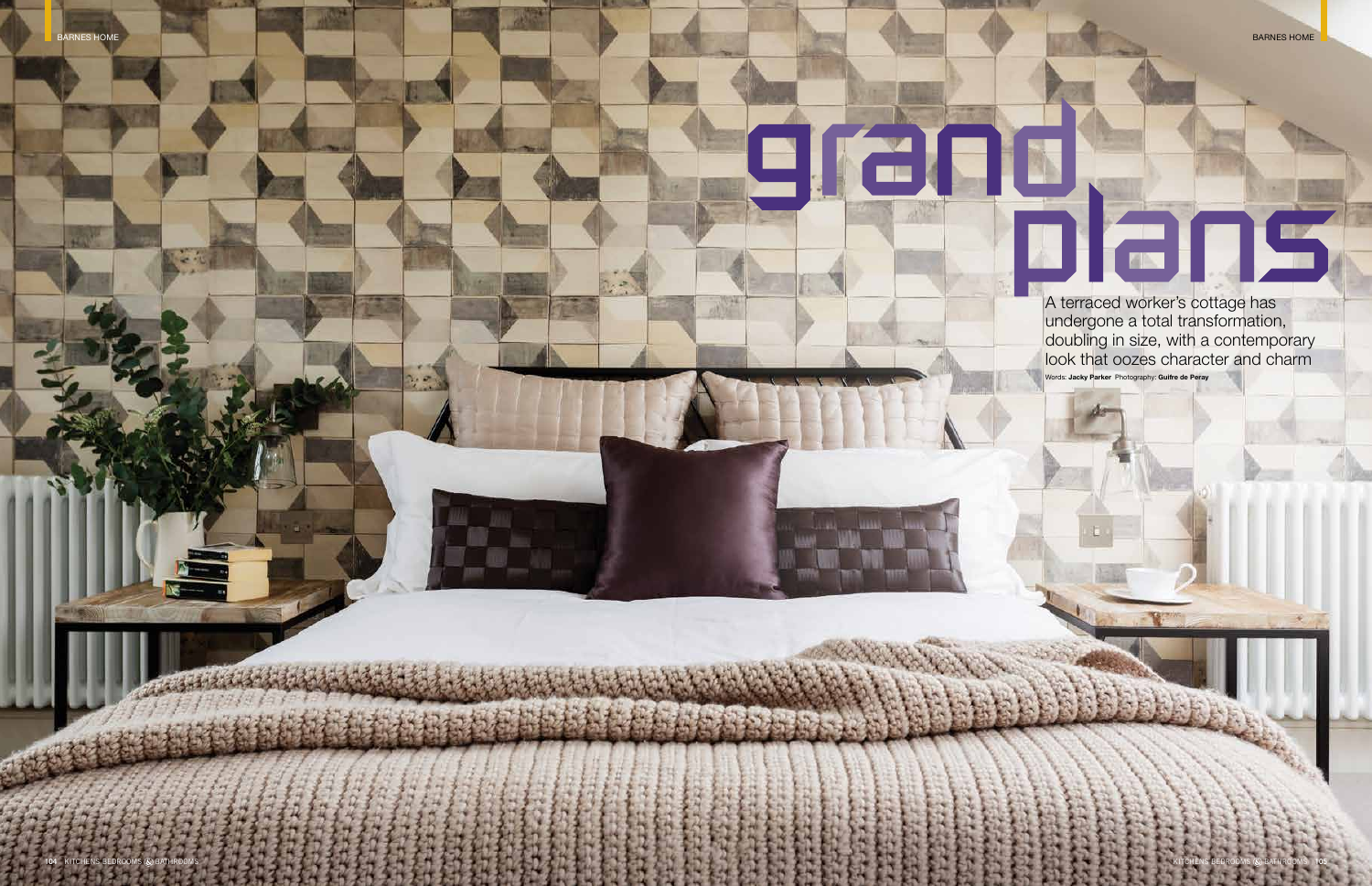# grand plans

A terraced worker's cottage has undergone a total transformation, doubling in size, with a contemporary look that oozes character and charm

Words: **Jacky Parker** Photography: **Guifre de Peray**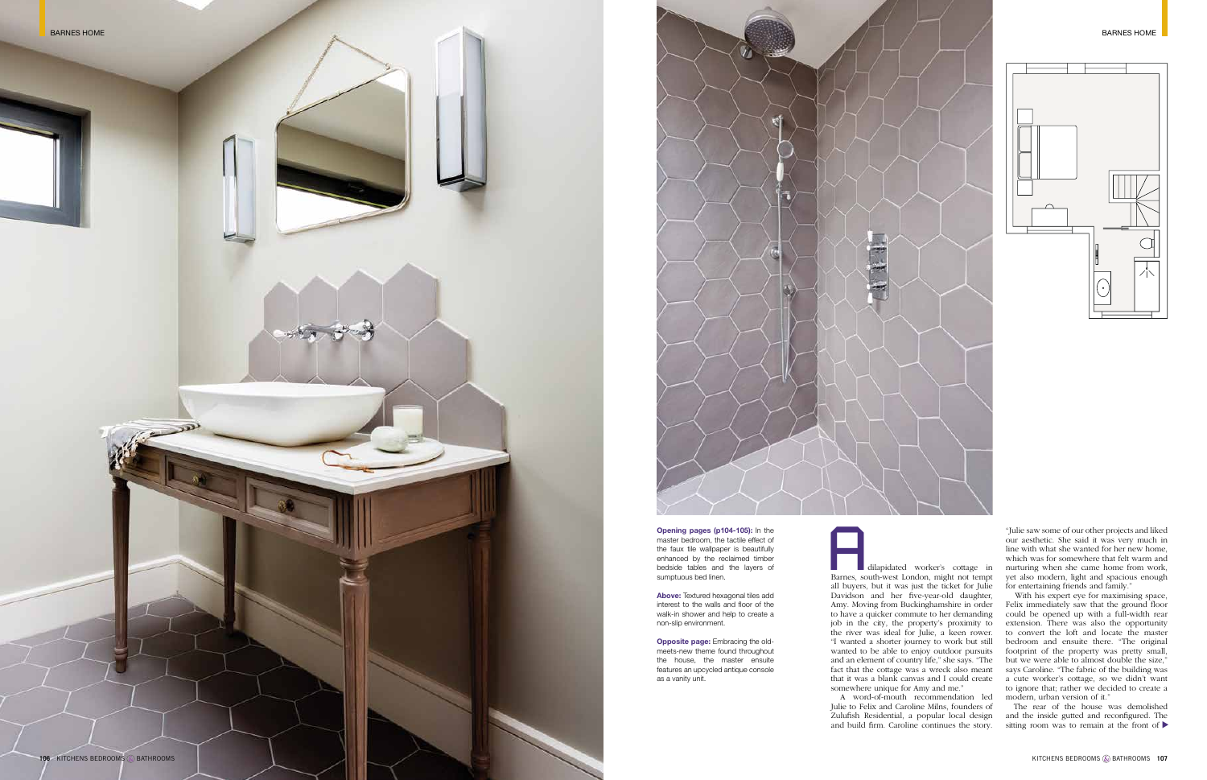**Opening pages (p104-105):** In the master bedroom, the tactile effect of the faux tile wallpaper is beautifully enhanced by the reclaimed timber bedside tables and the layers of sumptuous bed linen.

**Above:** Textured hexagonal tiles add interest to the walls and floor of the walk-in shower and help to create a non-slip environment.

**Opposite page:** Embracing the old-meets-new theme found throughout the house, the master ensuite features an upcycled antique console as a vanity unit.

A dilapidated worker's cottage in Barnes, south-west London, might not tempt all buyers, but it was just the ticket for Julie Davidson and her five-year-old daughter, Amy. Moving from Buckinghamshire in order to have a quicker commute to her demanding job in the city, the property's proximity to the river was ideal for Julie, a keen rower. "I wanted a shorter journey to work but still wanted to be able to enjoy outdoor pursuits and an element of country life," she says. "The fact that the cottage was a wreck also meant that it was a blank canvas and I could create somewhere unique for Amy and me."

A word-of-mouth recommendation led Julie to Felix and Caroline Milns, founders of Zulufish Residential, a popular local design and build firm. Caroline continues the story. "Julie saw some of our other projects and liked our aesthetic. She said it was very much in line with what she wanted for her new home, which was for somewhere that felt warm and nurturing when she came home from work, yet also modern, light and spacious enough for entertaining friends and family."

With his expert eye for maximising space, Felix immediately saw that the ground floor could be opened up with a full-width rear extension. There was also the opportunity to convert the loft and locate the master bedroom and ensuite there. "The original footprint of the property was pretty small, but we were able to almost double the size," says Caroline. "The fabric of the building was a cute worker's cottage, so we didn't want to ignore that; rather we decided to create a modern, urban version of it."

The rear of the house was demolished and the inside gutted and reconfigured. The sitting room was to remain at the front of ▶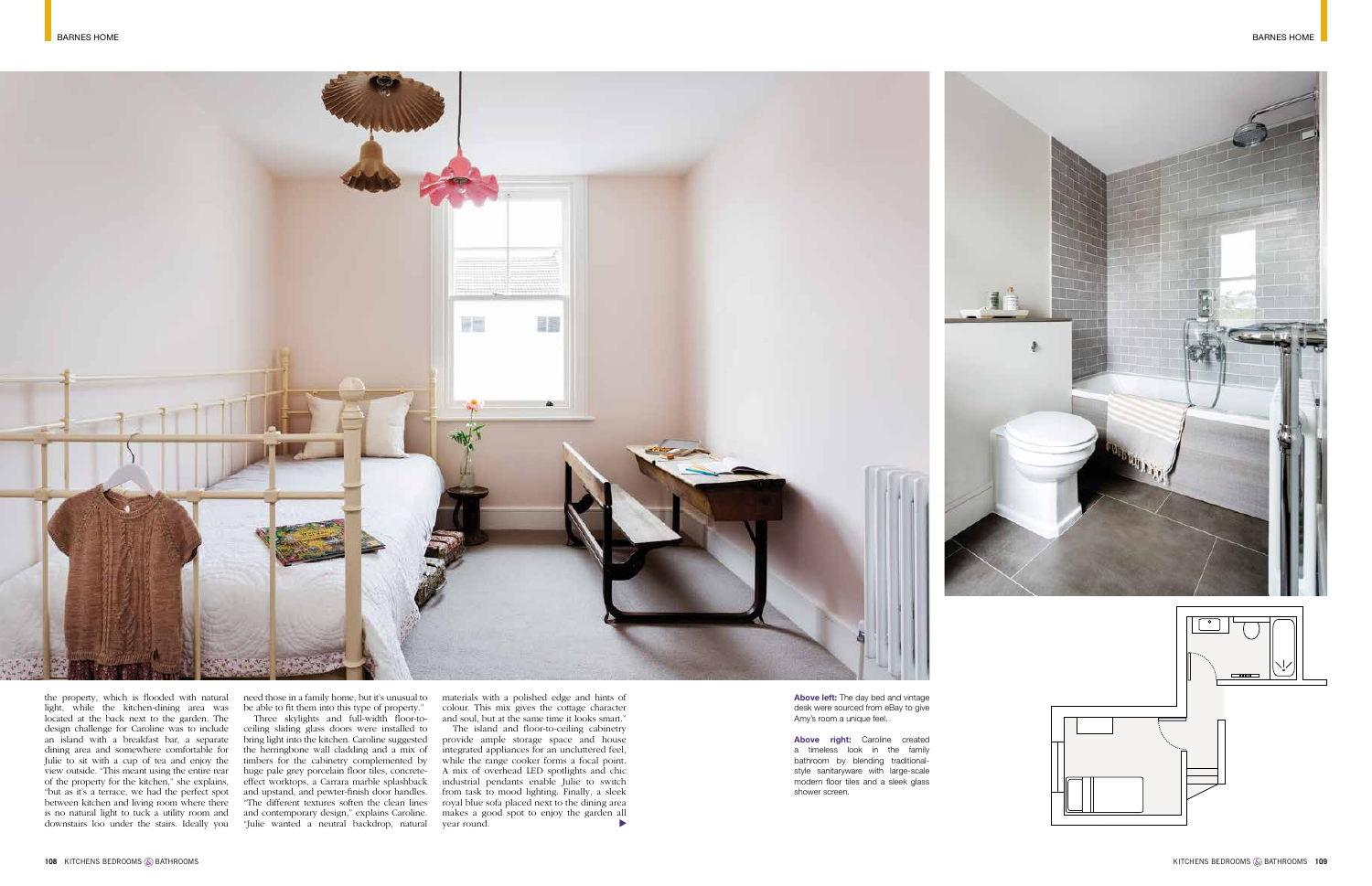the property, which is flooded with natural light, while the kitchen-dining area was located at the back next to the garden. The design challenge for Caroline was to include an island with a breakfast bar, a separate dining area and somewhere comfortable for Julie to sit with a cup of tea and enjoy the view outside. "This meant using the entire rear of the property for the kitchen," she explains, "but as it's a terrace, we had the perfect spot between kitchen and living room where there is no natural light to tuck a utility room and downstairs loo under the stairs. Ideally you need those in a family home, but it's unusual to be able to fit them into this type of property."

Three skylights and full-width floor-to-ceiling sliding glass doors were installed to bring light into the kitchen. Caroline suggested the herringbone wall cladding and a mix of timbers for the cabinetry complemented by huge pale grey porcelain floor tiles, concrete-effect worktops, a Carrara marble splashback and upstand, and pewter-finish door handles. "The different textures soften the clean lines and contemporary design," explains Caroline. "Julie wanted a neutral backdrop, natural materials with a polished edge and hints of colour. This mix gives the cottage character and soul, but at the same time it looks smart."

The island and floor-to-ceiling cabinetry provide ample storage space and house integrated appliances for an uncluttered feel, while the range cooker forms a focal point. A mix of overhead LED spotlights and chic industrial pendants enable Julie to switch from task to mood lighting. Finally, a sleek royal blue sofa placed next to the dining area makes a good spot to enjoy the garden all year round.

**Above left:** The day bed and vintage desk were sourced from eBay to give Amy's room a unique feel.

**Above right:** Caroline created a timeless look in the family bathroom by blending traditional-style sanitaryware with large-scale modern floor tiles and a sleek glass shower screen.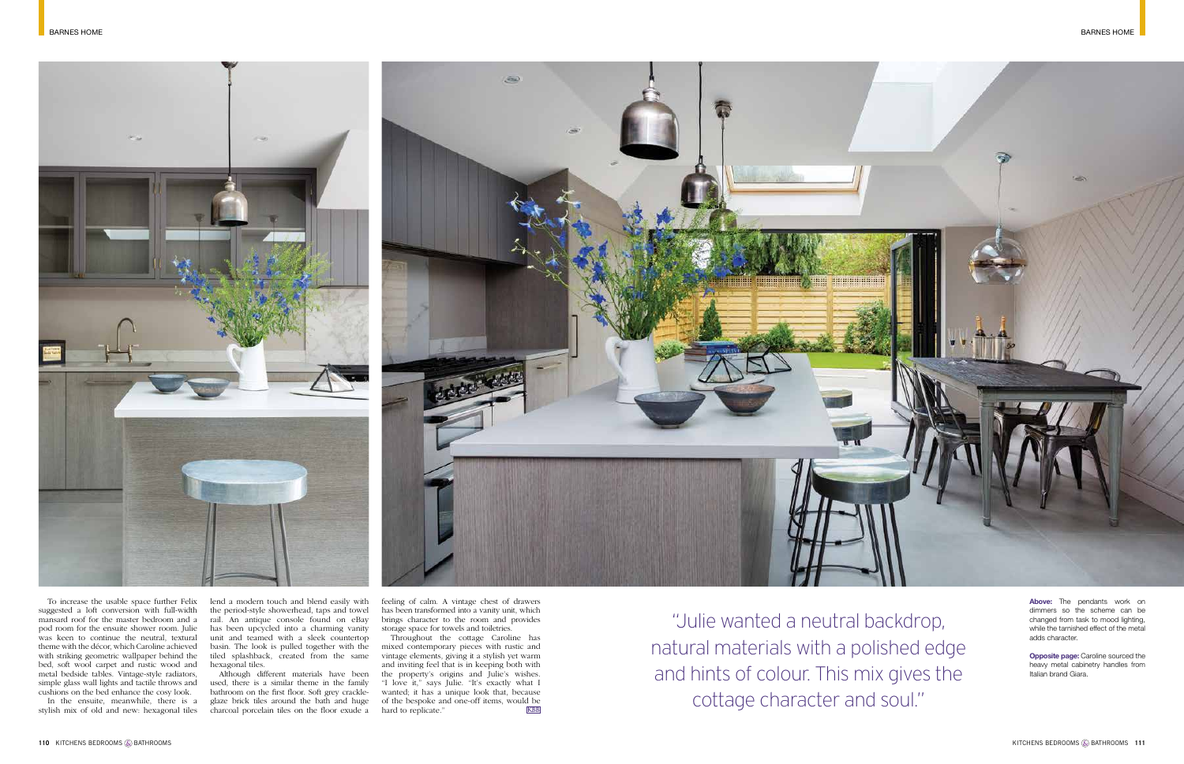To increase the usable space further Felix suggested a loft conversion with full-width mansard roof for the master bedroom and a pod room for the ensuite shower room. Julie was keen to continue the neutral, textural theme with the décor, which Caroline achieved with striking geometric wallpaper behind the bed, soft wool carpet and rustic wood and metal bedside tables. Vintage-style radiators, simple glass wall lights and tactile throws and cushions on the bed enhance the cosy look.

In the ensuite, meanwhile, there is a stylish mix of old and new: hexagonal tiles lend a modern touch and blend easily with the period-style showerhead, taps and towel rail. An antique console found on eBay has been upcycled into a charming vanity unit and teamed with a sleek countertop basin. The look is pulled together with the tiled splashback, created from the same hexagonal tiles.

Although different materials have been used, there is a similar theme in the family bathroom on the first floor. Soft grey crackle-glaze brick tiles around the bath and huge charcoal porcelain tiles on the floor exude a feeling of calm. A vintage chest of drawers has been transformed into a vanity unit, which brings character to the room and provides storage space for towels and toiletries.

Throughout the cottage Caroline has mixed contemporary pieces with rustic and vintage elements, giving it a stylish yet warm and inviting feel that is in keeping both with the property's origins and Julie's wishes. "I love it," says Julie. "It's exactly what I wanted; it has a unique look that, because of the bespoke and one-off items, would be hard to replicate." KBB

"Julie wanted a neutral backdrop, natural materials with a polished edge and hints of colour. This mix gives the cottage character and soul."

**Above:** The pendants work on dimmers so the scheme can be changed from task to mood lighting, while the tarnished effect of the metal adds character.

**Opposite page:** Caroline sourced the heavy metal cabinetry handles from Italian brand Giara.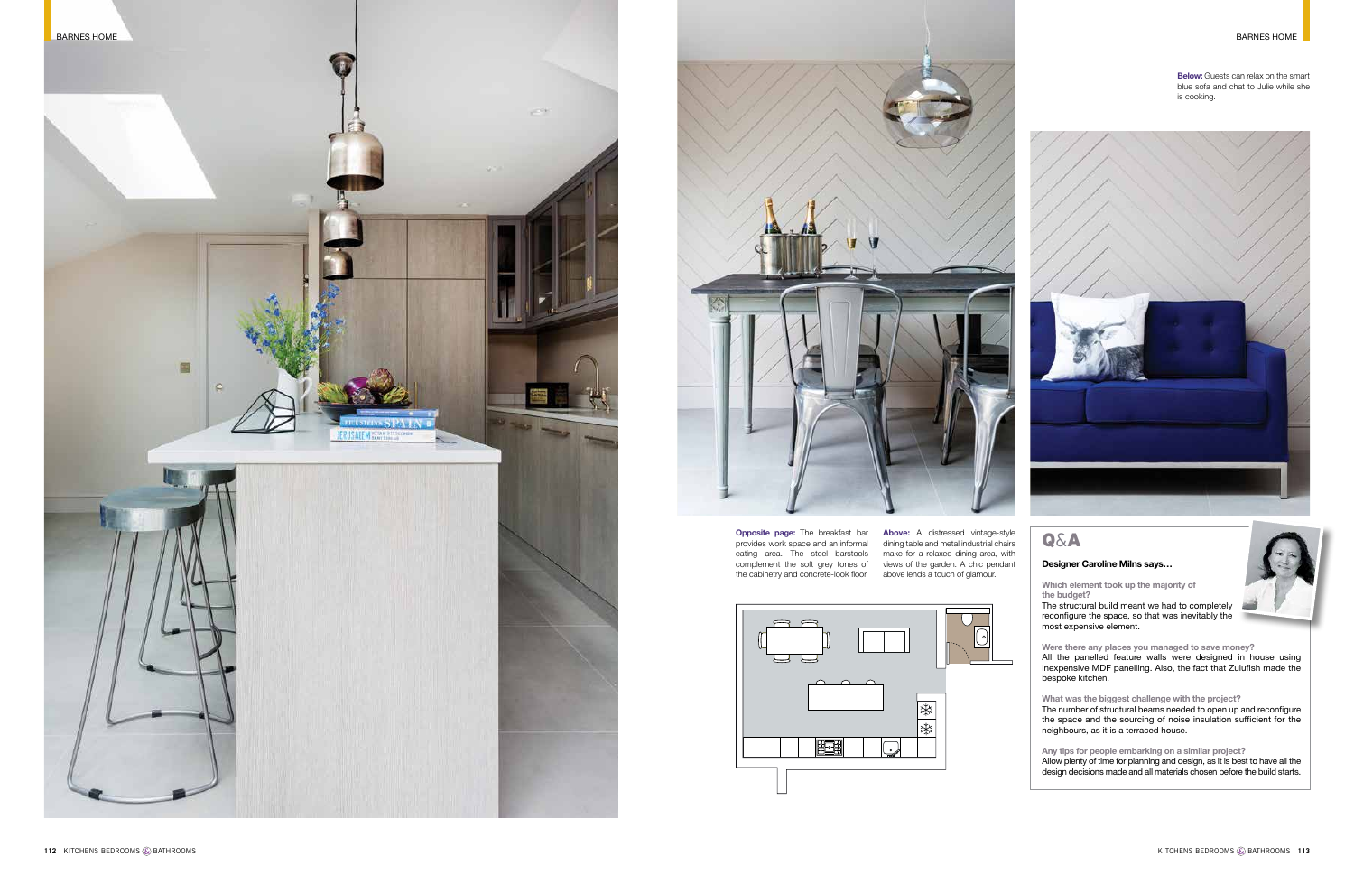**Below:** Guests can relax on the smart blue sofa and chat to Julie while she is cooking.

**Opposite page:** The breakfast bar provides work space and an informal eating area. The steel barstools complement the soft grey tones of the cabinetry and concrete-look floor.

**Above:** A distressed vintage-style dining table and metal industrial chairs make for a relaxed dining area, with views of the garden. A chic pendant above lends a touch of glamour.

## Q&A

### Designer Caroline Milns says…

**Which element took up the majority of the budget?**

The structural build meant we had to completely reconfigure the space, so that was inevitably the most expensive element.

**Were there any places you managed to save money?**

All the panelled feature walls were designed in house using inexpensive MDF panelling. Also, the fact that Zulufish made the bespoke kitchen.

**What was the biggest challenge with the project?**

The number of structural beams needed to open up and reconfigure the space and the sourcing of noise insulation sufficient for the neighbours, as it is a terraced house.

**Any tips for people embarking on a similar project?**

Allow plenty of time for planning and design, as it is best to have all the design decisions made and all materials chosen before the build starts.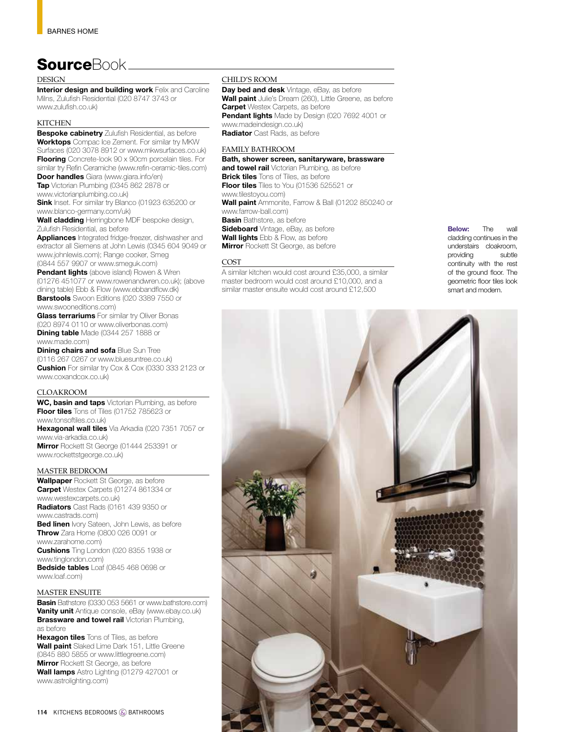# SourceBook

## DESIGN

**Interior design and building work** Felix and Caroline Milns, Zulufish Residential (020 8747 3743 or www.zulufish.co.uk)

## KITCHEN

**Bespoke cabinetry** Zulufish Residential, as before
**Worktops** Compac Ice Zement. For similar try MKW Surfaces (020 3078 8912 or www.mkwsurfaces.co.uk)
**Flooring** Concrete-look 90 x 90cm porcelain tiles. For similar try Refin Ceramiche (www.refin-ceramic-tiles.com)
**Door handles** Giara (www.giara.info/en)
**Tap** Victorian Plumbing (0345 862 2878 or www.victorianplumbing.co.uk)
**Sink** Inset. For similar try Blanco (01923 635200 or www.blanco-germany.com/uk)
**Wall cladding** Herringbone MDF bespoke design, Zulufish Residential, as before
**Appliances** Integrated fridge-freezer, dishwasher and extractor all Siemens at John Lewis (0345 604 9049 or www.johnlewis.com); Range cooker, Smeg (0844 557 9907 or www.smeguk.com)
**Pendant lights** (above island) Rowen & Wren (01276 451077 or www.rowenandwren.co.uk); (above dining table) Ebb & Flow (www.ebbandflow.dk)
**Barstools** Swoon Editions (020 3389 7550 or www.swooneditions.com)
**Glass terrariums** For similar try Oliver Bonas (020 8974 0110 or www.oliverbonas.com)
**Dining table** Made (0344 257 1888 or www.made.com)
**Dining chairs and sofa** Blue Sun Tree (0116 267 0267 or www.bluesuntree.co.uk)
**Cushion** For similar try Cox & Cox (0330 333 2123 or www.coxandcox.co.uk)

## CLOAKROOM

**WC, basin and taps** Victorian Plumbing, as before
**Floor tiles** Tons of Tiles (01752 785623 or www.tonsoftiles.co.uk)
**Hexagonal wall tiles** Via Arkadia (020 7351 7057 or www.via-arkadia.co.uk)
**Mirror** Rockett St George (01444 253391 or www.rockettstgeorge.co.uk)

## MASTER BEDROOM

**Wallpaper** Rockett St George, as before
**Carpet** Westex Carpets (01274 861334 or www.westexcarpets.co.uk)
**Radiators** Cast Rads (0161 439 9350 or www.castrads.com)
**Bed linen** Ivory Sateen, John Lewis, as before
**Throw** Zara Home (0800 026 0091 or www.zarahome.com)
**Cushions** Ting London (020 8355 1938 or www.tinglondon.com)
**Bedside tables** Loaf (0845 468 0698 or www.loaf.com)

## MASTER ENSUITE

**Basin** Bathstore (0330 053 5661 or www.bathstore.com)
**Vanity unit** Antique console, eBay (www.ebay.co.uk)
**Brassware and towel rail** Victorian Plumbing, as before
**Hexagon tiles** Tons of Tiles, as before
**Wall paint** Slaked Lime Dark 151, Little Greene (0845 880 5855 or www.littlegreene.com)
**Mirror** Rockett St George, as before
**Wall lamps** Astro Lighting (01279 427001 or www.astrolighting.com)

## CHILD'S ROOM

**Day bed and desk** Vintage, eBay, as before
**Wall paint** Julie's Dream (260), Little Greene, as before
**Carpet** Westex Carpets, as before
**Pendant lights** Made by Design (020 7692 4001 or www.madeindesign.co.uk)
**Radiator** Cast Rads, as before

## FAMILY BATHROOM

**Bath, shower screen, sanitaryware, brassware and towel rail** Victorian Plumbing, as before
**Brick tiles** Tons of Tiles, as before
**Floor tiles** Tiles to You (01536 525521 or www.tilestoyou.com)
**Wall paint** Ammonite, Farrow & Ball (01202 850240 or www.farrow-ball.com)
**Basin** Bathstore, as before
**Sideboard** Vintage, eBay, as before
**Wall lights** Ebb & Flow, as before
**Mirror** Rockett St George, as before

## COST

A similar kitchen would cost around £35,000, a similar master bedroom would cost around £10,000, and a similar master ensuite would cost around £12,500

**Below:** The wall cladding continues in the understairs cloakroom, providing subtle continuity with the rest of the ground floor. The geometric floor tiles look smart and modern.